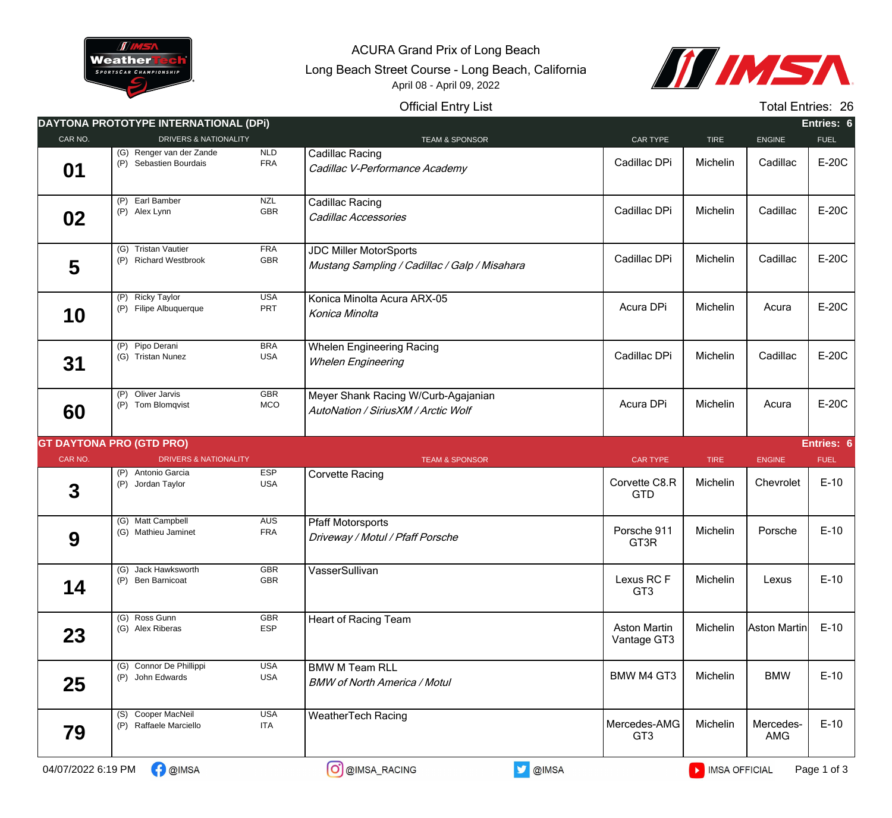# ACURA Grand Prix of Long Beach

Long Beach Street Course - Long Beach, California

April 08 - April 09, 2022

Official Entry List

Total Entries: 26

## DAYTONA PROTOTYPE INTERNATIONAL (DPi)

Entries: 6

| CAR NO. | DRIVERS & NATIONALITY | TEAM & SPONSOR | CAR TYPE | TIRE | ENGINE | FUEL |
|---|---|---|---|---|---|---|
| 01 | (G) Renger van der Zande NLD<br>(P) Sebastien Bourdais FRA | Cadillac Racing<br>*Cadillac V-Performance Academy* | Cadillac DPi | Michelin | Cadillac | E-20C |
| 02 | (P) Earl Bamber NZL<br>(P) Alex Lynn GBR | Cadillac Racing<br>*Cadillac Accessories* | Cadillac DPi | Michelin | Cadillac | E-20C |
| 5 | (G) Tristan Vautier FRA<br>(P) Richard Westbrook GBR | JDC Miller MotorSports<br>*Mustang Sampling / Cadillac / Galp / Misahara* | Cadillac DPi | Michelin | Cadillac | E-20C |
| 10 | (P) Ricky Taylor USA<br>(P) Filipe Albuquerque PRT | Konica Minolta Acura ARX-05<br>*Konica Minolta* | Acura DPi | Michelin | Acura | E-20C |
| 31 | (P) Pipo Derani BRA<br>(G) Tristan Nunez USA | Whelen Engineering Racing<br>*Whelen Engineering* | Cadillac DPi | Michelin | Cadillac | E-20C |
| 60 | (P) Oliver Jarvis GBR<br>(P) Tom Blomqvist MCO | Meyer Shank Racing W/Curb-Agajanian<br>*AutoNation / SiriusXM / Arctic Wolf* | Acura DPi | Michelin | Acura | E-20C |

## GT DAYTONA PRO (GTD PRO)

Entries: 6

| CAR NO. | DRIVERS & NATIONALITY | TEAM & SPONSOR | CAR TYPE | TIRE | ENGINE | FUEL |
|---|---|---|---|---|---|---|
| 3 | (P) Antonio Garcia ESP<br>(P) Jordan Taylor USA | Corvette Racing | Corvette C8.R GTD | Michelin | Chevrolet | E-10 |
| 9 | (G) Matt Campbell AUS<br>(G) Mathieu Jaminet FRA | Pfaff Motorsports<br>*Driveway / Motul / Pfaff Porsche* | Porsche 911 GT3R | Michelin | Porsche | E-10 |
| 14 | (G) Jack Hawksworth GBR<br>(P) Ben Barnicoat GBR | VasserSullivan | Lexus RC F GT3 | Michelin | Lexus | E-10 |
| 23 | (G) Ross Gunn GBR<br>(G) Alex Riberas ESP | Heart of Racing Team | Aston Martin Vantage GT3 | Michelin | Aston Martin | E-10 |
| 25 | (G) Connor De Phillippi USA<br>(P) John Edwards USA | BMW M Team RLL<br>*BMW of North America / Motul* | BMW M4 GT3 | Michelin | BMW | E-10 |
| 79 | (S) Cooper MacNeil USA<br>(P) Raffaele Marciello ITA | WeatherTech Racing | Mercedes-AMG GT3 | Michelin | Mercedes-AMG | E-10 |

04/07/2022 6:19 PM @IMSA @IMSA_RACING @IMSA IMSA OFFICIAL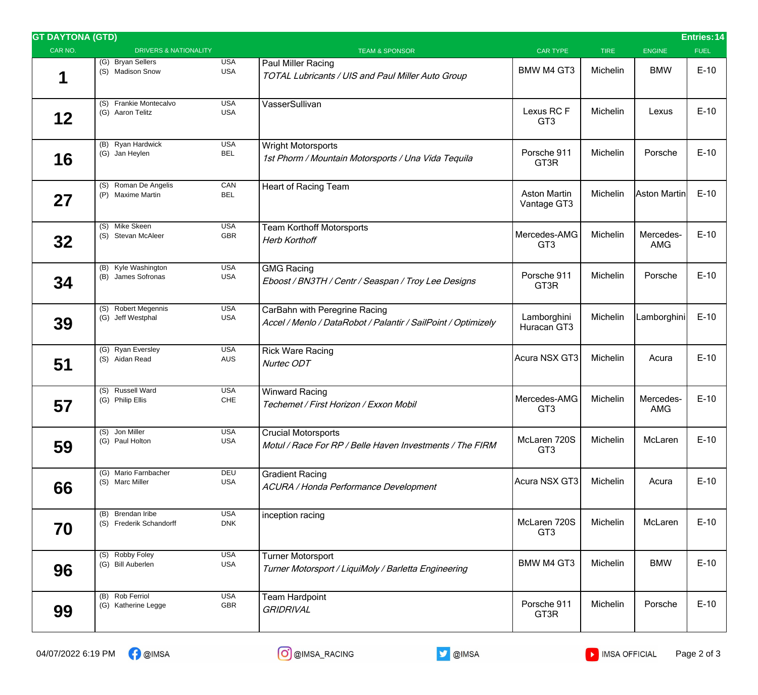## GT DAYTONA (GTD)

Entries: 14

| CAR NO. | DRIVERS & NATIONALITY | | TEAM & SPONSOR | CAR TYPE | TIRE | ENGINE | FUEL |
|---|---|---|---|---|---|---|---|
| 1 | (G) Bryan Sellers<br>(S) Madison Snow | USA<br>USA | Paul Miller Racing<br>*TOTAL Lubricants / UIS and Paul Miller Auto Group* | BMW M4 GT3 | Michelin | BMW | E-10 |
| 12 | (S) Frankie Montecalvo<br>(G) Aaron Telitz | USA<br>USA | VasserSullivan | Lexus RC F GT3 | Michelin | Lexus | E-10 |
| 16 | (B) Ryan Hardwick<br>(G) Jan Heylen | USA<br>BEL | Wright Motorsports<br>*1st Phorm / Mountain Motorsports / Una Vida Tequila* | Porsche 911 GT3R | Michelin | Porsche | E-10 |
| 27 | (S) Roman De Angelis<br>(P) Maxime Martin | CAN<br>BEL | Heart of Racing Team | Aston Martin Vantage GT3 | Michelin | Aston Martin | E-10 |
| 32 | (S) Mike Skeen<br>(S) Stevan McAleer | USA<br>GBR | Team Korthoff Motorsports<br>*Herb Korthoff* | Mercedes-AMG GT3 | Michelin | Mercedes-AMG | E-10 |
| 34 | (B) Kyle Washington<br>(B) James Sofronas | USA<br>USA | GMG Racing<br>*Eboost / BN3TH / Centr / Seaspan / Troy Lee Designs* | Porsche 911 GT3R | Michelin | Porsche | E-10 |
| 39 | (S) Robert Megennis<br>(G) Jeff Westphal | USA<br>USA | CarBahn with Peregrine Racing<br>*Accel / Menlo / DataRobot / Palantir / SailPoint / Optimizely* | Lamborghini Huracan GT3 | Michelin | Lamborghini | E-10 |
| 51 | (G) Ryan Eversley<br>(S) Aidan Read | USA<br>AUS | Rick Ware Racing<br>*Nurtec ODT* | Acura NSX GT3 | Michelin | Acura | E-10 |
| 57 | (S) Russell Ward<br>(G) Philip Ellis | USA<br>CHE | Winward Racing<br>*Techemet / First Horizon / Exxon Mobil* | Mercedes-AMG GT3 | Michelin | Mercedes-AMG | E-10 |
| 59 | (S) Jon Miller<br>(G) Paul Holton | USA<br>USA | Crucial Motorsports<br>*Motul / Race For RP / Belle Haven Investments / The FIRM* | McLaren 720S GT3 | Michelin | McLaren | E-10 |
| 66 | (G) Mario Farnbacher<br>(S) Marc Miller | DEU<br>USA | Gradient Racing<br>*ACURA / Honda Performance Development* | Acura NSX GT3 | Michelin | Acura | E-10 |
| 70 | (B) Brendan Iribe<br>(S) Frederik Schandorff | USA<br>DNK | inception racing | McLaren 720S GT3 | Michelin | McLaren | E-10 |
| 96 | (S) Robby Foley<br>(G) Bill Auberlen | USA<br>USA | Turner Motorsport<br>*Turner Motorsport / LiquiMoly / Barletta Engineering* | BMW M4 GT3 | Michelin | BMW | E-10 |
| 99 | (B) Rob Ferriol<br>(G) Katherine Legge | USA<br>GBR | Team Hardpoint<br>*GRIDRIVAL* | Porsche 911 GT3R | Michelin | Porsche | E-10 |

04/07/2022 6:19 PM @IMSA @IMSA_RACING @IMSA IMSA OFFICIAL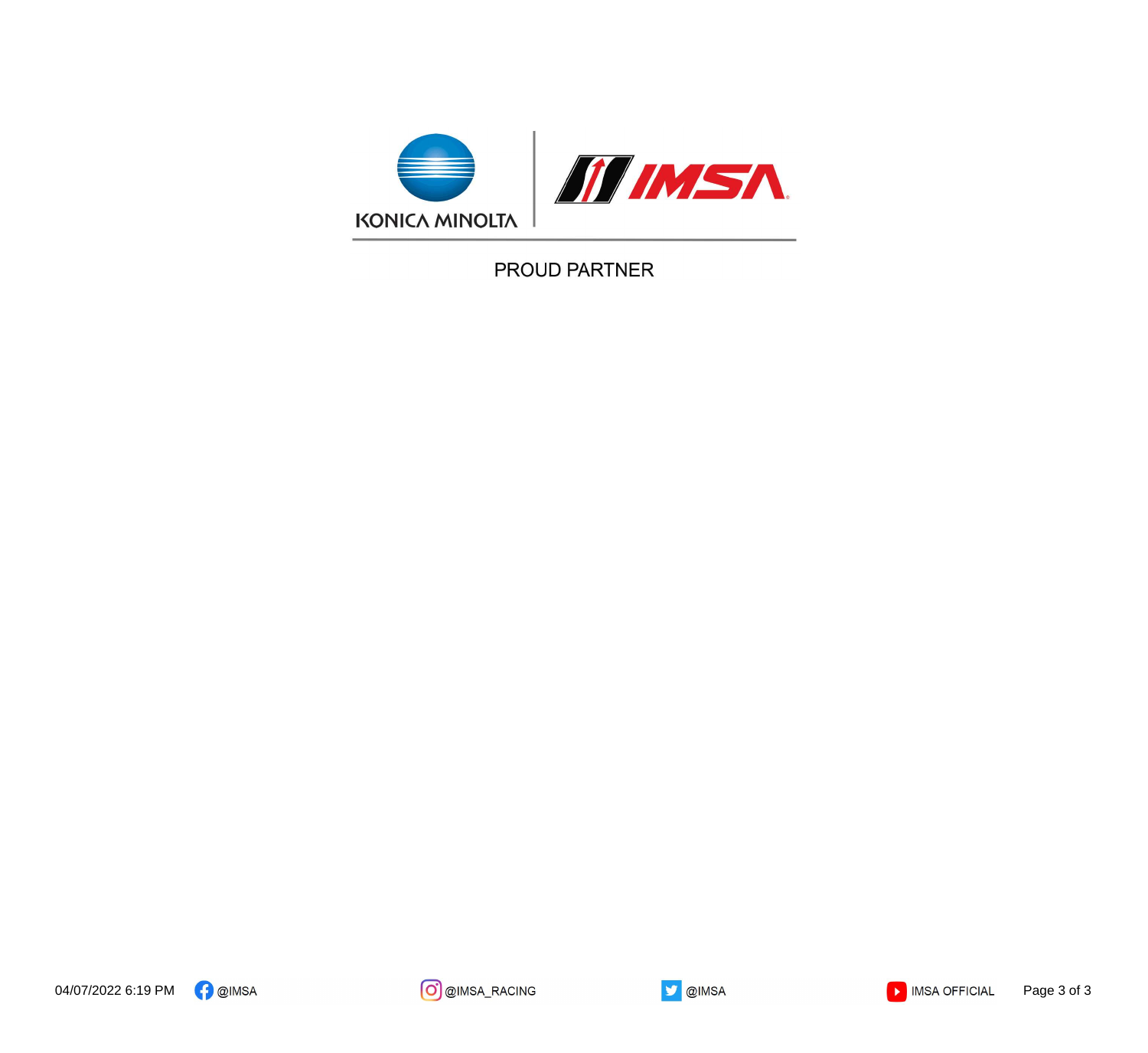KONICA MINOLTA

IMSA

PROUD PARTNER